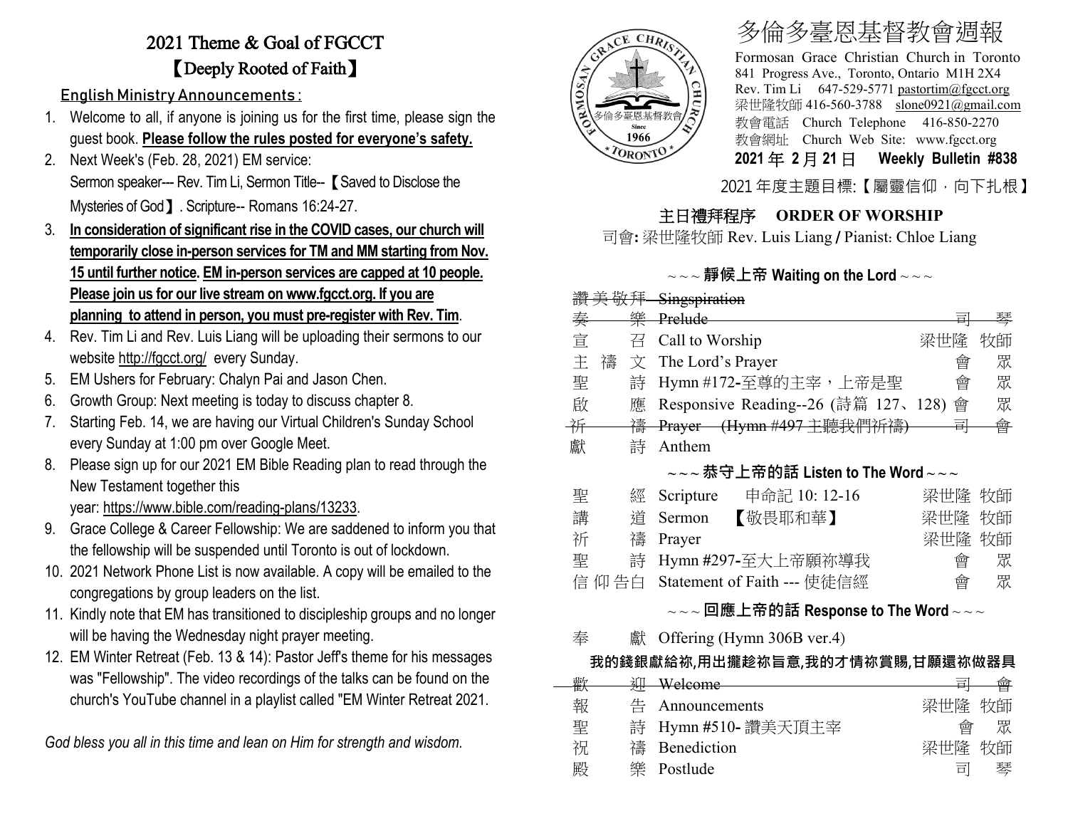# 2021 Theme & Goal of FGCCT

## 【Deeply Rooted of Faith】

### English Ministry Announcements：

1. Welcome to all, if anyone is joining us for the first time, please sign the guest book. **Please follow the rules posted for everyone's safety.**
2. Next Week's (Feb. 28, 2021) EM service:
   Sermon speaker--- Rev. Tim Li, Sermon Title--【Saved to Disclose the Mysteries of God】. Scripture-- Romans 16:24-27.
3. **In consideration of significant rise in the COVID cases, our church will temporarily close in-person services for TM and MM starting from Nov. 15 until further notice. EM in-person services are capped at 10 people. Please join us for our live stream on www.fgcct.org. If you are planning to attend in person, you must pre-register with Rev. Tim.**
4. Rev. Tim Li and Rev. Luis Liang will be uploading their sermons to our website http://fgcct.org/ every Sunday.
5. EM Ushers for February: Chalyn Pai and Jason Chen.
6. Growth Group: Next meeting is today to discuss chapter 8.
7. Starting Feb. 14, we are having our Virtual Children's Sunday School every Sunday at 1:00 pm over Google Meet.
8. Please sign up for our 2021 EM Bible Reading plan to read through the New Testament together this year: https://www.bible.com/reading-plans/13233.
9. Grace College & Career Fellowship: We are saddened to inform you that the fellowship will be suspended until Toronto is out of lockdown.
10. 2021 Network Phone List is now available. A copy will be emailed to the congregations by group leaders on the list.
11. Kindly note that EM has transitioned to discipleship groups and no longer will be having the Wednesday night prayer meeting.
12. EM Winter Retreat (Feb. 13 & 14): Pastor Jeff's theme for his messages was "Fellowship". The video recordings of the talks can be found on the church's YouTube channel in a playlist called "EM Winter Retreat 2021.

*God bless you all in this time and lean on Him for strength and wisdom.*

# 多倫多臺恩基督教會週報

Formosan Grace Christian Church in Toronto
841 Progress Ave., Toronto, Ontario M1H 2X4
Rev. Tim Li 647-529-5771 pastortim@fgcct.org
梁世隆牧師 416-560-3788 slone0921@gmail.com
教會電話 Church Telephone 416-850-2270
教會網址 Church Web Site: www.fgcct.org

**2021 年 2 月 21 日 Weekly Bulletin #838**

2021 年度主題目標:【屬靈信仰，向下扎根】

## 主日禮拜程序 ORDER OF WORSHIP

司會: 梁世隆牧師 Rev. Luis Liang / Pianist: Chloe Liang

### ~~~ 靜候上帝 Waiting on the Lord ~~~

| | | |
|---|---|---|
| ~~讚美敬拜~~ | ~~Singspiration~~ | |
| ~~奏 樂~~ | ~~Prelude~~ | ~~司 琴~~ |
| 宣 召 | Call to Worship | 梁世隆 牧師 |
| 主 禱 文 | The Lord's Prayer | 會 眾 |
| 聖 詩 | Hymn #172-至尊的主宰，上帝是聖 | 會 眾 |
| 啟 應 | Responsive Reading--26 (詩篇 127、128) | 會 眾 |
| ~~祈 禱~~ | ~~Prayer (Hymn #497 主聽我們祈禱)~~ | ~~司 會~~ |
| 獻 詩 | Anthem | |

### ~~~ 恭守上帝的話 Listen to The Word ~~~

| | | |
|---|---|---|
| 聖 經 | Scripture 申命記 10: 12-16 | 梁世隆 牧師 |
| 講 道 | Sermon 【敬畏耶和華】 | 梁世隆 牧師 |
| 祈 禱 | Prayer | 梁世隆 牧師 |
| 聖 詩 | Hymn #297-至大上帝願祢導我 | 會 眾 |
| 信仰告白 | Statement of Faith --- 使徒信經 | 會 眾 |

### ~~~ 回應上帝的話 Response to The Word ~~~

| | | |
|---|---|---|
| 奉 獻 | Offering (Hymn 306B ver.4) | |

**我的錢銀獻給祢,用出攏趁祢旨意,我的才情祢賞賜,甘願還祢做器具**

| | | |
|---|---|---|
| ~~歡 迎~~ | ~~Welcome~~ | ~~司 會~~ |
| 報 告 | Announcements | 梁世隆 牧師 |
| 聖 詩 | Hymn #510- 讚美天頂主宰 | 會 眾 |
| 祝 禱 | Benediction | 梁世隆 牧師 |
| 殿 樂 | Postlude | 司 琴 |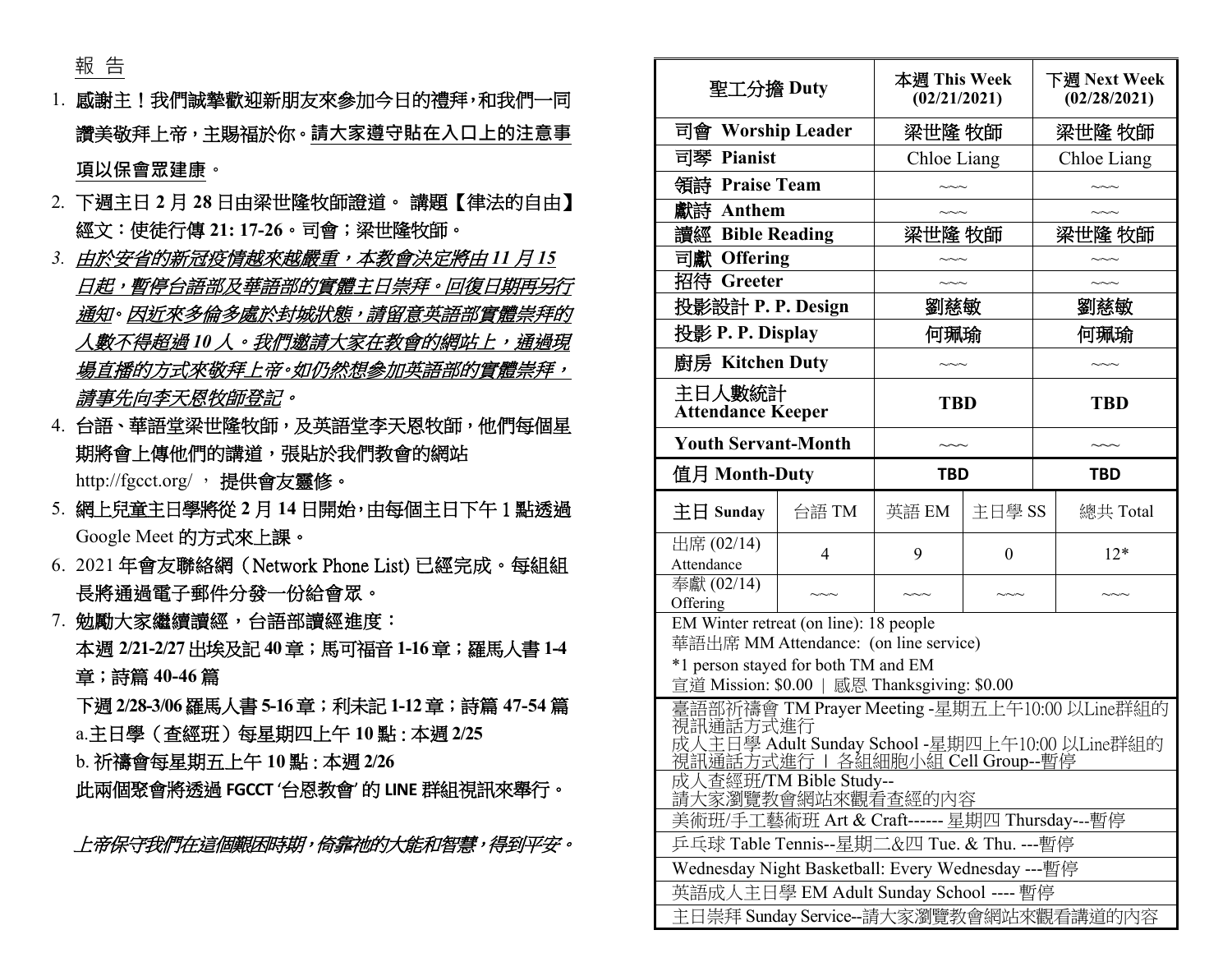報 告

1. **感謝主！我們誠摯歡迎新朋友來參加今日的禮拜,和我們一同讚美敬拜上帝，主賜福於你。請大家遵守貼在入口上的注意事項以保會眾建康。**
2. **下週主日 2 月 28 日由梁世隆牧師證道。 講題【律法的自由】經文：使徒行傳 21: 17-26。司會；梁世隆牧師。**
3. *由於安省的新冠疫情越來越嚴重，本教會決定將由 11 月 15 日起，暫停台語部及華語部的實體主日崇拜。回復日期再另行通知。因近來多倫多處於封城狀態，請留意英語部實體崇拜的人數不得超過 10 人。我們邀請大家在教會的網站上，通過現場直播的方式來敬拜上帝。如仍然想參加英語部的實體崇拜，請事先向李天恩牧師登記。*
4. **台語、華語堂梁世隆牧師，及英語堂李天恩牧師，他們每個星期將會上傳他們的講道，張貼於我們教會的網站** http://fgcct.org/ ， **提供會友靈修。**
5. **網上兒童主日學將從 2 月 14 日開始，由每個主日下午 1 點透過** Google Meet 的方式來上課。
6. 2021 **年會友聯絡網（**Network Phone List) **已經完成。每組組長將通過電子郵件分發一份給會眾。**
7. **勉勵大家繼續讀經，台語部讀經進度：**

**本週 2/21-2/27 出埃及記 40 章；馬可福音 1-16 章；羅馬人書 1-4 章；詩篇 40-46 篇**

**下週 2/28-3/06 羅馬人書 5-16 章；利未記 1-12 章；詩篇 47-54 篇**

a.**主日學（查經班）每星期四上午 10 點 : 本週 2/25**

b. **祈禱會每星期五上午 10 點 : 本週 2/26**

**此兩個聚會將透過 FGCCT '台恩教會' 的 LINE 群組視訊來舉行。**

*上帝保守我們在這個艱困時期，倚靠祂的大能和智慧，得到平安。*

| 聖工分擔 Duty | 本週 This Week (02/21/2021) | 下週 Next Week (02/28/2021) |
|---|---|---|
| 司會 Worship Leader | 梁世隆 牧師 | 梁世隆 牧師 |
| 司琴 Pianist | Chloe Liang | Chloe Liang |
| 領詩 Praise Team | ~~~ | ~~~ |
| 獻詩 Anthem | ~~~ | ~~~ |
| 讀經 Bible Reading | 梁世隆 牧師 | 梁世隆 牧師 |
| 司獻 Offering | ~~~ | ~~~ |
| 招待 Greeter | ~~~ | ~~~ |
| 投影設計 P. P. Design | 劉慈敏 | 劉慈敏 |
| 投影 P. P. Display | 何珮瑜 | 何珮瑜 |
| 廚房 Kitchen Duty | ~~~ | ~~~ |
| 主日人數統計 Attendance Keeper | TBD | TBD |
| Youth Servant-Month | ~~~ | ~~~ |
| 值月 Month-Duty | TBD | TBD |

| 主日 Sunday | 台語 TM | 英語 EM | 主日學 SS | 總共 Total |
|---|---|---|---|---|
| 出席 (02/14) Attendance | 4 | 9 | 0 | 12* |
| 奉獻 (02/14) Offering | ~~~ | ~~~ | ~~~ | ~~~ |

EM Winter retreat (on line): 18 people
華語出席 MM Attendance: (on line service)
*1 person stayed for both TM and EM
宣道 Mission: $0.00 | 感恩 Thanksgiving: $0.00

臺語部祈禱會 TM Prayer Meeting -星期五上午10:00 以Line群組的視訊通話方式進行
成人主日學 Adult Sunday School -星期四上午10:00 以Line群組的視訊通話方式進行 | 各組細胞小組 Cell Group--暫停

成人查經班/TM Bible Study--
請大家瀏覽教會網站來觀看查經的內容

美術班/手工藝術班 Art & Craft------ 星期四 Thursday---暫停

乒乓球 Table Tennis--星期二&四 Tue. & Thu. ---暫停

Wednesday Night Basketball: Every Wednesday ---暫停

英語成人主日學 EM Adult Sunday School ---- 暫停

主日崇拜 Sunday Service--請大家瀏覽教會網站來觀看講道的內容